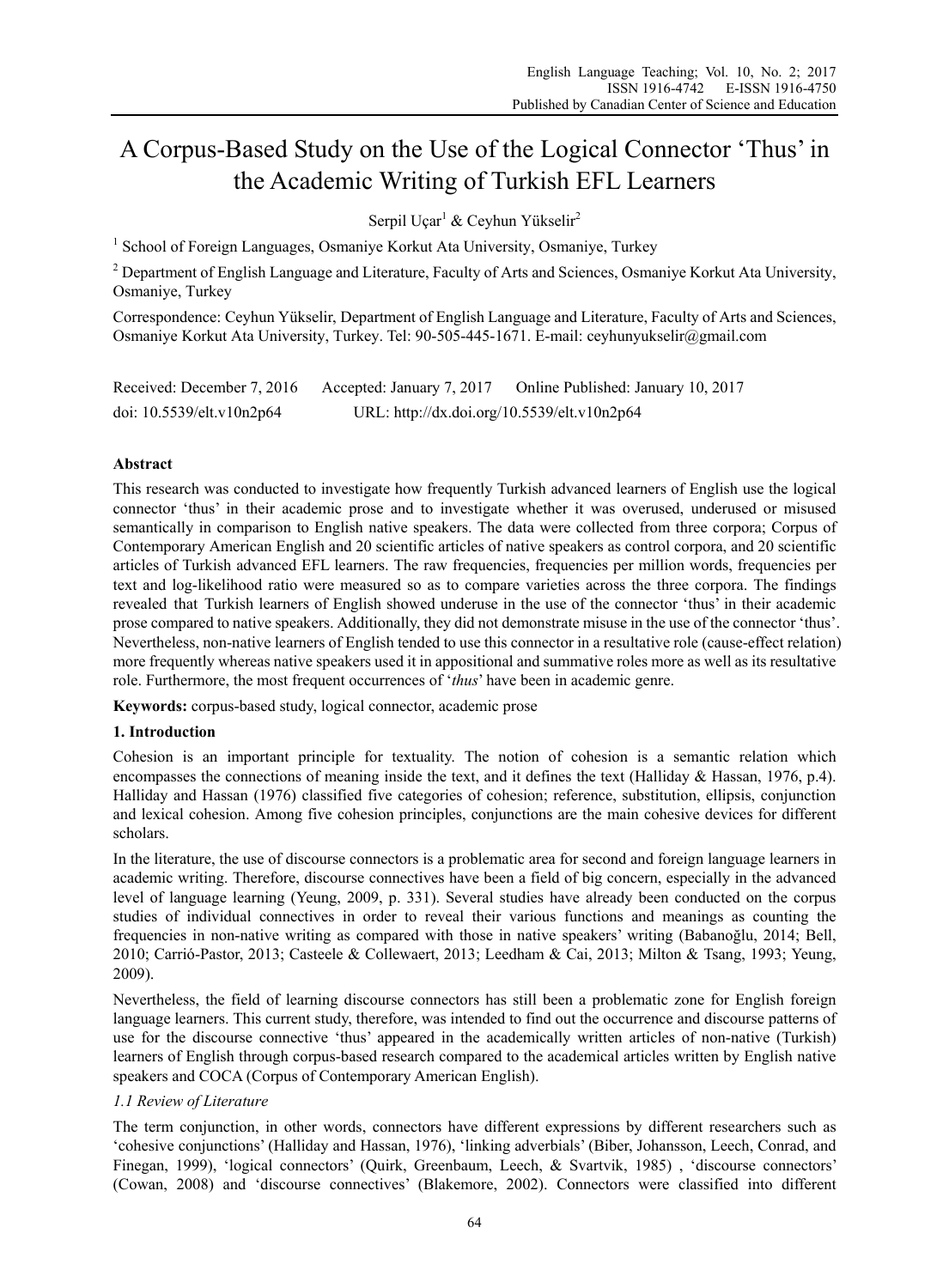# A Corpus-Based Study on the Use of the Logical Connector 'Thus' in the Academic Writing of Turkish EFL Learners

Serpil Uçar[1] & Ceyhun Yükselir[2]

[1] School of Foreign Languages, Osmaniye Korkut Ata University, Osmaniye, Turkey

[2] Department of English Language and Literature, Faculty of Arts and Sciences, Osmaniye Korkut Ata University, Osmaniye, Turkey

Correspondence: Ceyhun Yükselir, Department of English Language and Literature, Faculty of Arts and Sciences, Osmaniye Korkut Ata University, Turkey. Tel: 90-505-445-1671. E-mail: ceyhunyukselir@gmail.com

Received: December 7, 2016 Accepted: January 7, 2017 Online Published: January 10, 2017

doi: 10.5539/elt.v10n2p64 URL: http://dx.doi.org/10.5539/elt.v10n2p64

## Abstract

This research was conducted to investigate how frequently Turkish advanced learners of English use the logical connector 'thus' in their academic prose and to investigate whether it was overused, underused or misused semantically in comparison to English native speakers. The data were collected from three corpora; Corpus of Contemporary American English and 20 scientific articles of native speakers as control corpora, and 20 scientific articles of Turkish advanced EFL learners. The raw frequencies, frequencies per million words, frequencies per text and log-likelihood ratio were measured so as to compare varieties across the three corpora. The findings revealed that Turkish learners of English showed underuse in the use of the connector 'thus' in their academic prose compared to native speakers. Additionally, they did not demonstrate misuse in the use of the connector 'thus'. Nevertheless, non-native learners of English tended to use this connector in a resultative role (cause-effect relation) more frequently whereas native speakers used it in appositional and summative roles more as well as its resultative role. Furthermore, the most frequent occurrences of '*thus*' have been in academic genre.

**Keywords:** corpus-based study, logical connector, academic prose

## 1. Introduction

Cohesion is an important principle for textuality. The notion of cohesion is a semantic relation which encompasses the connections of meaning inside the text, and it defines the text (Halliday & Hassan, 1976, p.4). Halliday and Hassan (1976) classified five categories of cohesion; reference, substitution, ellipsis, conjunction and lexical cohesion. Among five cohesion principles, conjunctions are the main cohesive devices for different scholars.

In the literature, the use of discourse connectors is a problematic area for second and foreign language learners in academic writing. Therefore, discourse connectives have been a field of big concern, especially in the advanced level of language learning (Yeung, 2009, p. 331). Several studies have already been conducted on the corpus studies of individual connectives in order to reveal their various functions and meanings as counting the frequencies in non-native writing as compared with those in native speakers' writing (Babanoğlu, 2014; Bell, 2010; Carrió-Pastor, 2013; Casteele & Collewaert, 2013; Leedham & Cai, 2013; Milton & Tsang, 1993; Yeung, 2009).

Nevertheless, the field of learning discourse connectors has still been a problematic zone for English foreign language learners. This current study, therefore, was intended to find out the occurrence and discourse patterns of use for the discourse connective 'thus' appeared in the academically written articles of non-native (Turkish) learners of English through corpus-based research compared to the academical articles written by English native speakers and COCA (Corpus of Contemporary American English).

### *1.1 Review of Literature*

The term conjunction, in other words, connectors have different expressions by different researchers such as 'cohesive conjunctions' (Halliday and Hassan, 1976), 'linking adverbials' (Biber, Johansson, Leech, Conrad, and Finegan, 1999), 'logical connectors' (Quirk, Greenbaum, Leech, & Svartvik, 1985) , 'discourse connectors' (Cowan, 2008) and 'discourse connectives' (Blakemore, 2002). Connectors were classified into different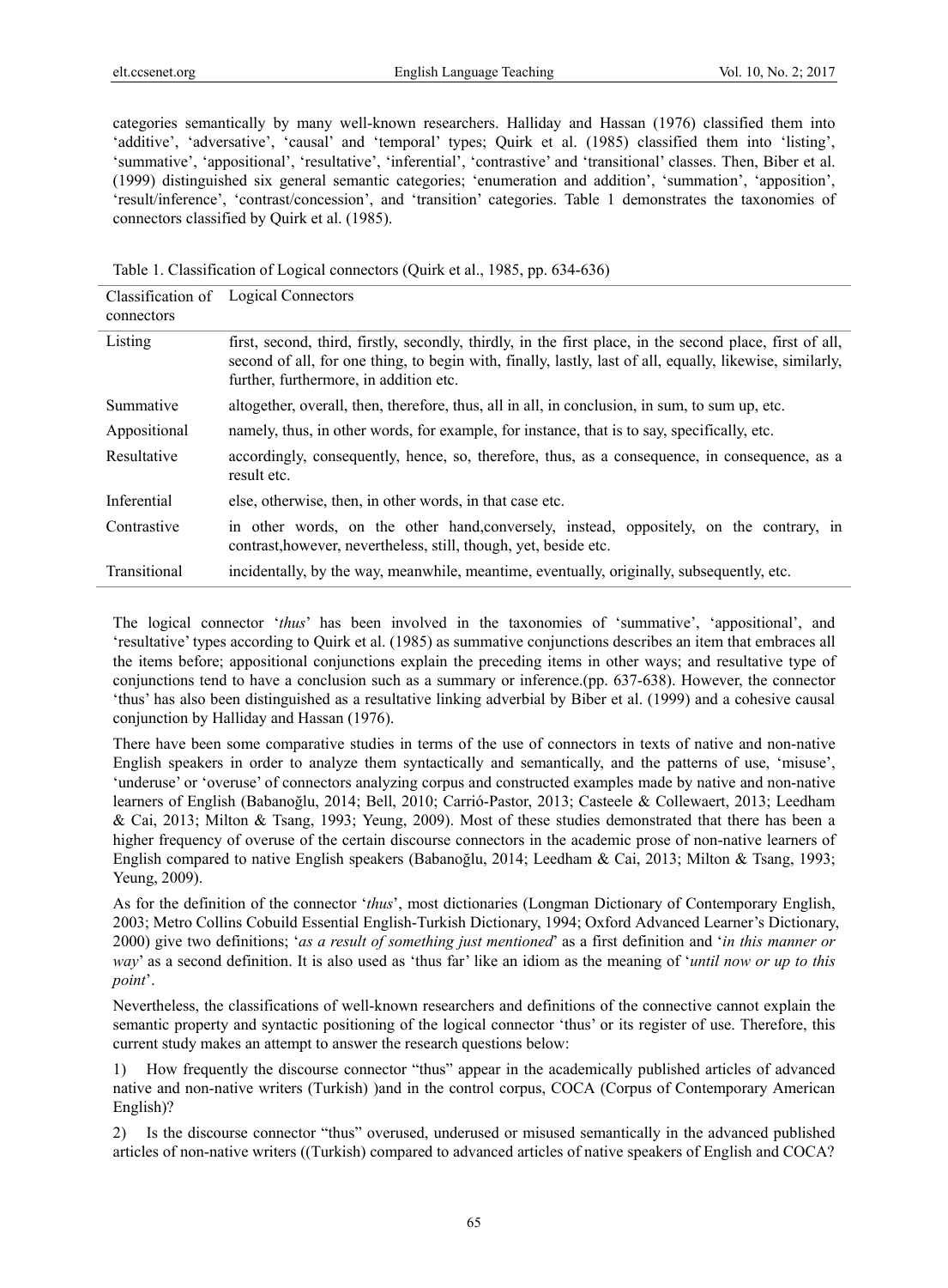categories semantically by many well-known researchers. Halliday and Hassan (1976) classified them into 'additive', 'adversative', 'causal' and 'temporal' types; Quirk et al. (1985) classified them into 'listing', 'summative', 'appositional', 'resultative', 'inferential', 'contrastive' and 'transitional' classes. Then, Biber et al. (1999) distinguished six general semantic categories; 'enumeration and addition', 'summation', 'apposition', 'result/inference', 'contrast/concession', and 'transition' categories. Table 1 demonstrates the taxonomies of connectors classified by Quirk et al. (1985).

Table 1. Classification of Logical connectors (Quirk et al., 1985, pp. 634-636)

| Classification of connectors | Logical Connectors |
|---|---|
| Listing | first, second, third, firstly, secondly, thirdly, in the first place, in the second place, first of all, second of all, for one thing, to begin with, finally, lastly, last of all, equally, likewise, similarly, further, furthermore, in addition etc. |
| Summative | altogether, overall, then, therefore, thus, all in all, in conclusion, in sum, to sum up, etc. |
| Appositional | namely, thus, in other words, for example, for instance, that is to say, specifically, etc. |
| Resultative | accordingly, consequently, hence, so, therefore, thus, as a consequence, in consequence, as a result etc. |
| Inferential | else, otherwise, then, in other words, in that case etc. |
| Contrastive | in other words, on the other hand,conversely, instead, oppositely, on the contrary, in contrast,however, nevertheless, still, though, yet, beside etc. |
| Transitional | incidentally, by the way, meanwhile, meantime, eventually, originally, subsequently, etc. |

The logical connector '*thus*' has been involved in the taxonomies of 'summative', 'appositional', and 'resultative' types according to Quirk et al. (1985) as summative conjunctions describes an item that embraces all the items before; appositional conjunctions explain the preceding items in other ways; and resultative type of conjunctions tend to have a conclusion such as a summary or inference.(pp. 637-638). However, the connector 'thus' has also been distinguished as a resultative linking adverbial by Biber et al. (1999) and a cohesive causal conjunction by Halliday and Hassan (1976).

There have been some comparative studies in terms of the use of connectors in texts of native and non-native English speakers in order to analyze them syntactically and semantically, and the patterns of use, 'misuse', 'underuse' or 'overuse' of connectors analyzing corpus and constructed examples made by native and non-native learners of English (Babanoğlu, 2014; Bell, 2010; Carrió-Pastor, 2013; Casteele & Collewaert, 2013; Leedham & Cai, 2013; Milton & Tsang, 1993; Yeung, 2009). Most of these studies demonstrated that there has been a higher frequency of overuse of the certain discourse connectors in the academic prose of non-native learners of English compared to native English speakers (Babanoğlu, 2014; Leedham & Cai, 2013; Milton & Tsang, 1993; Yeung, 2009).

As for the definition of the connector '*thus*', most dictionaries (Longman Dictionary of Contemporary English, 2003; Metro Collins Cobuild Essential English-Turkish Dictionary, 1994; Oxford Advanced Learner's Dictionary, 2000) give two definitions; '*as a result of something just mentioned*' as a first definition and '*in this manner or way*' as a second definition. It is also used as 'thus far' like an idiom as the meaning of '*until now or up to this point*'.

Nevertheless, the classifications of well-known researchers and definitions of the connective cannot explain the semantic property and syntactic positioning of the logical connector 'thus' or its register of use. Therefore, this current study makes an attempt to answer the research questions below:

1) How frequently the discourse connector "thus" appear in the academically published articles of advanced native and non-native writers (Turkish) )and in the control corpus, COCA (Corpus of Contemporary American English)?

2) Is the discourse connector "thus" overused, underused or misused semantically in the advanced published articles of non-native writers ((Turkish) compared to advanced articles of native speakers of English and COCA?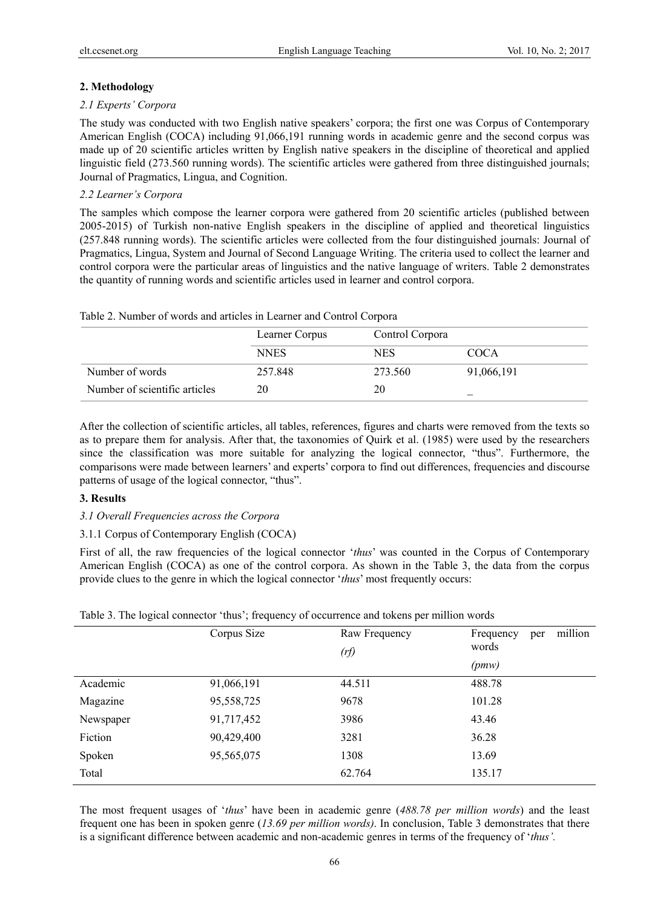## 2. Methodology

### *2.1 Experts' Corpora*

The study was conducted with two English native speakers' corpora; the first one was Corpus of Contemporary American English (COCA) including 91,066,191 running words in academic genre and the second corpus was made up of 20 scientific articles written by English native speakers in the discipline of theoretical and applied linguistic field (273.560 running words). The scientific articles were gathered from three distinguished journals; Journal of Pragmatics, Lingua, and Cognition.

### *2.2 Learner's Corpora*

The samples which compose the learner corpora were gathered from 20 scientific articles (published between 2005-2015) of Turkish non-native English speakers in the discipline of applied and theoretical linguistics (257.848 running words). The scientific articles were collected from the four distinguished journals: Journal of Pragmatics, Lingua, System and Journal of Second Language Writing. The criteria used to collect the learner and control corpora were the particular areas of linguistics and the native language of writers. Table 2 demonstrates the quantity of running words and scientific articles used in learner and control corpora.

Table 2. Number of words and articles in Learner and Control Corpora

| | Learner Corpus | Control Corpora | |
|---|---|---|---|
| | NNES | NES | COCA |
| Number of words | 257.848 | 273.560 | 91,066,191 |
| Number of scientific articles | 20 | 20 | _ |

After the collection of scientific articles, all tables, references, figures and charts were removed from the texts so as to prepare them for analysis. After that, the taxonomies of Quirk et al. (1985) were used by the researchers since the classification was more suitable for analyzing the logical connector, "thus". Furthermore, the comparisons were made between learners' and experts' corpora to find out differences, frequencies and discourse patterns of usage of the logical connector, "thus".

## 3. Results

### *3.1 Overall Frequencies across the Corpora*

#### 3.1.1 Corpus of Contemporary English (COCA)

First of all, the raw frequencies of the logical connector '*thus*' was counted in the Corpus of Contemporary American English (COCA) as one of the control corpora. As shown in the Table 3, the data from the corpus provide clues to the genre in which the logical connector '*thus*' most frequently occurs:

Table 3. The logical connector 'thus'; frequency of occurrence and tokens per million words

| | Corpus Size | Raw Frequency *(rf)* | Frequency per million words *(pmw)* |
|---|---|---|---|
| Academic | 91,066,191 | 44.511 | 488.78 |
| Magazine | 95,558,725 | 9678 | 101.28 |
| Newspaper | 91,717,452 | 3986 | 43.46 |
| Fiction | 90,429,400 | 3281 | 36.28 |
| Spoken | 95,565,075 | 1308 | 13.69 |
| Total | | 62.764 | 135.17 |

The most frequent usages of '*thus*' have been in academic genre (*488.78 per million words*) and the least frequent one has been in spoken genre (*13.69 per million words)*. In conclusion, Table 3 demonstrates that there is a significant difference between academic and non-academic genres in terms of the frequency of '*thus'.*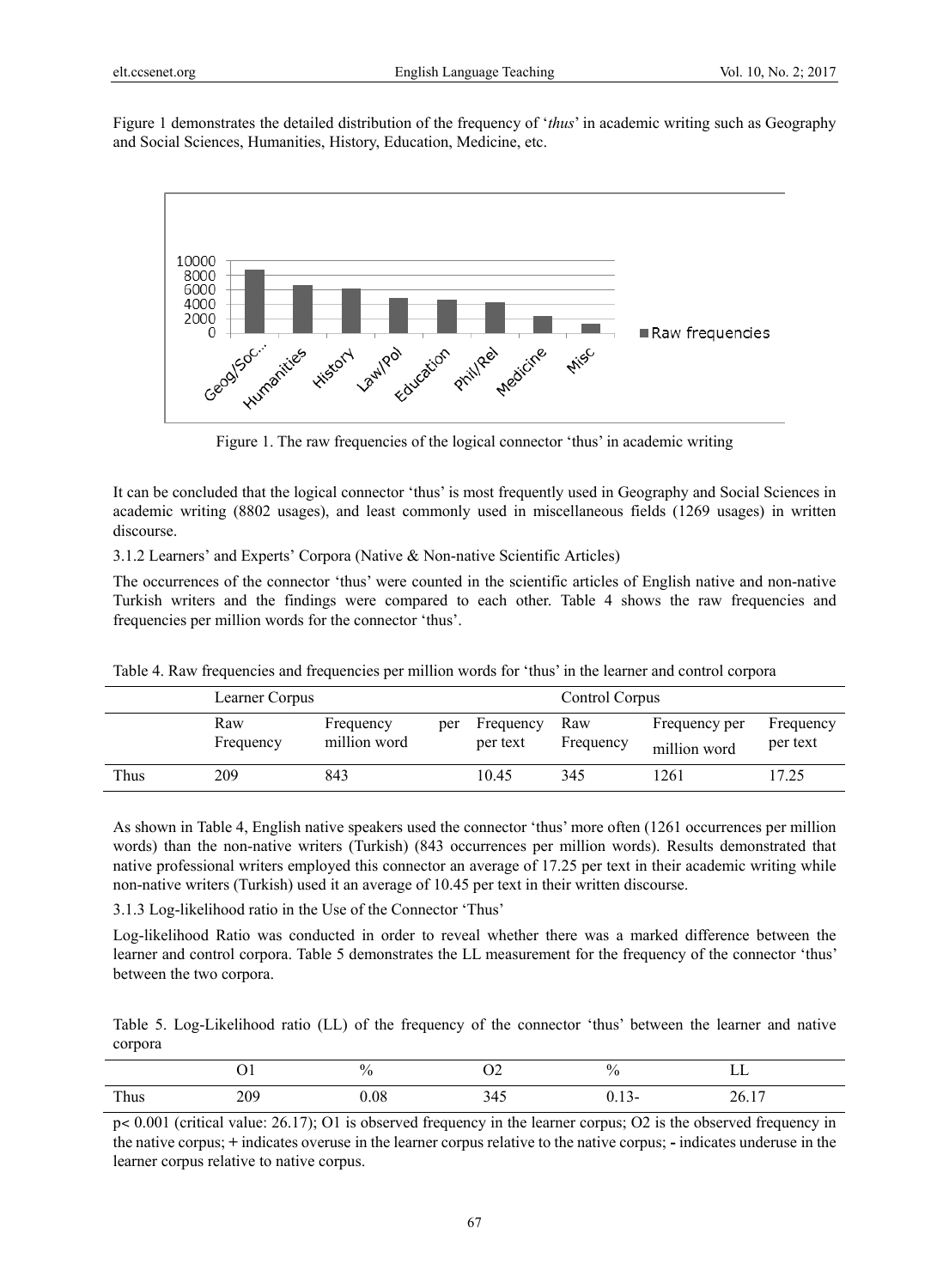Figure 1 demonstrates the detailed distribution of the frequency of '*thus*' in academic writing such as Geography and Social Sciences, Humanities, History, Education, Medicine, etc.

Figure 1. The raw frequencies of the logical connector 'thus' in academic writing

It can be concluded that the logical connector 'thus' is most frequently used in Geography and Social Sciences in academic writing (8802 usages), and least commonly used in miscellaneous fields (1269 usages) in written discourse.

3.1.2 Learners' and Experts' Corpora (Native & Non-native Scientific Articles)

The occurrences of the connector 'thus' were counted in the scientific articles of English native and non-native Turkish writers and the findings were compared to each other. Table 4 shows the raw frequencies and frequencies per million words for the connector 'thus'.

Table 4. Raw frequencies and frequencies per million words for 'thus' in the learner and control corpora

| | Learner Corpus | | | Control Corpus | | |
|---|---|---|---|---|---|---|
| | Raw Frequency | Frequency per million word | Frequency per text | Raw Frequency | Frequency per million word | Frequency per text |
| Thus | 209 | 843 | 10.45 | 345 | 1261 | 17.25 |

As shown in Table 4, English native speakers used the connector 'thus' more often (1261 occurrences per million words) than the non-native writers (Turkish) (843 occurrences per million words). Results demonstrated that native professional writers employed this connector an average of 17.25 per text in their academic writing while non-native writers (Turkish) used it an average of 10.45 per text in their written discourse.

3.1.3 Log-likelihood ratio in the Use of the Connector 'Thus'

Log-likelihood Ratio was conducted in order to reveal whether there was a marked difference between the learner and control corpora. Table 5 demonstrates the LL measurement for the frequency of the connector 'thus' between the two corpora.

Table 5. Log-Likelihood ratio (LL) of the frequency of the connector 'thus' between the learner and native corpora

| | O1 | % | O2 | % | LL |
|---|---|---|---|---|---|
| Thus | 209 | 0.08 | 345 | 0.13- | 26.17 |

$p < 0.001$ (critical value: 26.17); O1 is observed frequency in the learner corpus; O2 is the observed frequency in the native corpus; **+** indicates overuse in the learner corpus relative to the native corpus; **-** indicates underuse in the learner corpus relative to native corpus.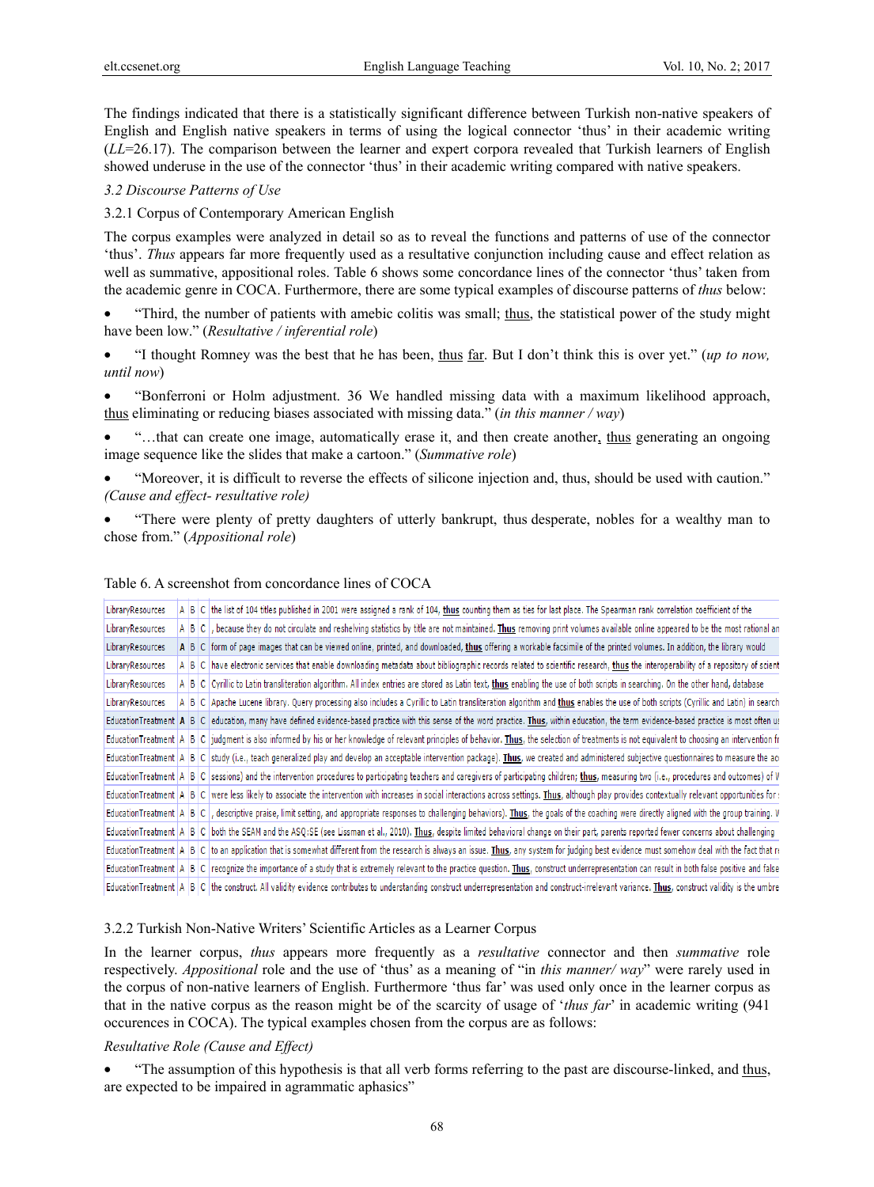The findings indicated that there is a statistically significant difference between Turkish non-native speakers of English and English native speakers in terms of using the logical connector 'thus' in their academic writing (*LL*=26.17). The comparison between the learner and expert corpora revealed that Turkish learners of English showed underuse in the use of the connector 'thus' in their academic writing compared with native speakers.

### *3.2 Discourse Patterns of Use*

#### 3.2.1 Corpus of Contemporary American English

The corpus examples were analyzed in detail so as to reveal the functions and patterns of use of the connector 'thus'. *Thus* appears far more frequently used as a resultative conjunction including cause and effect relation as well as summative, appositional roles. Table 6 shows some concordance lines of the connector 'thus' taken from the academic genre in COCA. Furthermore, there are some typical examples of discourse patterns of *thus* below:

- "Third, the number of patients with amebic colitis was small; thus, the statistical power of the study might have been low." (*Resultative / inferential role*)
- "I thought Romney was the best that he has been, thus far. But I don't think this is over yet." (*up to now, until now*)
- "Bonferroni or Holm adjustment. 36 We handled missing data with a maximum likelihood approach, thus eliminating or reducing biases associated with missing data." (*in this manner / way*)
- "…that can create one image, automatically erase it, and then create another, thus generating an ongoing image sequence like the slides that make a cartoon." (*Summative role*)
- "Moreover, it is difficult to reverse the effects of silicone injection and, thus, should be used with caution." *(Cause and effect- resultative role)*
- "There were plenty of pretty daughters of utterly bankrupt, thus desperate, nobles for a wealthy man to chose from." (*Appositional role*)

Table 6. A screenshot from concordance lines of COCA

| | | | | |
|---|---|---|---|---|
| LibraryResources | A | B | C | the list of 104 titles published in 2001 were assigned a rank of 104, **thus** counting them as ties for last place. The Spearman rank correlation coefficient of the |
| LibraryResources | A | B | C | , because they do not circulate and reshelving statistics by title are not maintained. **Thus** removing print volumes available online appeared to be the most rational an |
| LibraryResources | A | B | C | form of page images that can be viewed online, printed, and downloaded, **thus** offering a workable facsimile of the printed volumes. In addition, the library would |
| LibraryResources | A | B | C | have electronic services that enable downloading metadata about bibliographic records related to scientific research, **thus** the interoperability of a repository of scient |
| LibraryResources | A | B | C | Cyrillic to Latin transliteration algorithm. All index entries are stored as Latin text, **thus** enabling the use of both scripts in searching. On the other hand, database |
| LibraryResources | A | B | C | Apache Lucene library. Query processing also includes a Cyrillic to Latin transliteration algorithm and **thus** enables the use of both scripts (Cyrillic and Latin) in search |
| EducationTreatment | A | B | C | education, many have defined evidence-based practice with this sense of the word practice. **Thus**, within education, the term evidence-based practice is most often u |
| EducationTreatment | A | B | C | judgment is also informed by his or her knowledge of relevant principles of behavior. **Thus**, the selection of treatments is not equivalent to choosing an intervention fr |
| EducationTreatment | A | B | C | study (i.e., teach generalized play and develop an acceptable intervention package). **Thus**, we created and administered subjective questionnaires to measure the ac |
| EducationTreatment | A | B | C | sessions) and the intervention procedures to participating teachers and caregivers of participating children; **thus**, measuring two (i.e., procedures and outcomes) of W |
| EducationTreatment | A | B | C | were less likely to associate the intervention with increases in social interactions across settings. **Thus**, although play provides contextually relevant opportunities for |
| EducationTreatment | A | B | C | , descriptive praise, limit setting, and appropriate responses to challenging behaviors). **Thus**, the goals of the coaching were directly aligned with the group training. V |
| EducationTreatment | A | B | C | both the SEAM and the ASQ:SE (see Lissman et al., 2010). **Thus**, despite limited behavioral change on their part, parents reported fewer concerns about challenging |
| EducationTreatment | A | B | C | to an application that is somewhat different from the research is always an issue. **Thus**, any system for judging best evidence must somehow deal with the fact that r |
| EducationTreatment | A | B | C | recognize the importance of a study that is extremely relevant to the practice question. **Thus**, construct underrepresentation can result in both false positive and false |
| EducationTreatment | A | B | C | the construct. All validity evidence contributes to understanding construct underrepresentation and construct-irrelevant variance. **Thus**, construct validity is the umbre |

#### 3.2.2 Turkish Non-Native Writers' Scientific Articles as a Learner Corpus

In the learner corpus, *thus* appears more frequently as a *resultative* connector and then *summative* role respectively. *Appositional* role and the use of 'thus' as a meaning of "in *this manner/ way*" were rarely used in the corpus of non-native learners of English. Furthermore 'thus far' was used only once in the learner corpus as that in the native corpus as the reason might be of the scarcity of usage of '*thus far*' in academic writing (941 occurences in COCA). The typical examples chosen from the corpus are as follows:

*Resultative Role (Cause and Effect)*

- "The assumption of this hypothesis is that all verb forms referring to the past are discourse-linked, and thus, are expected to be impaired in agrammatic aphasics"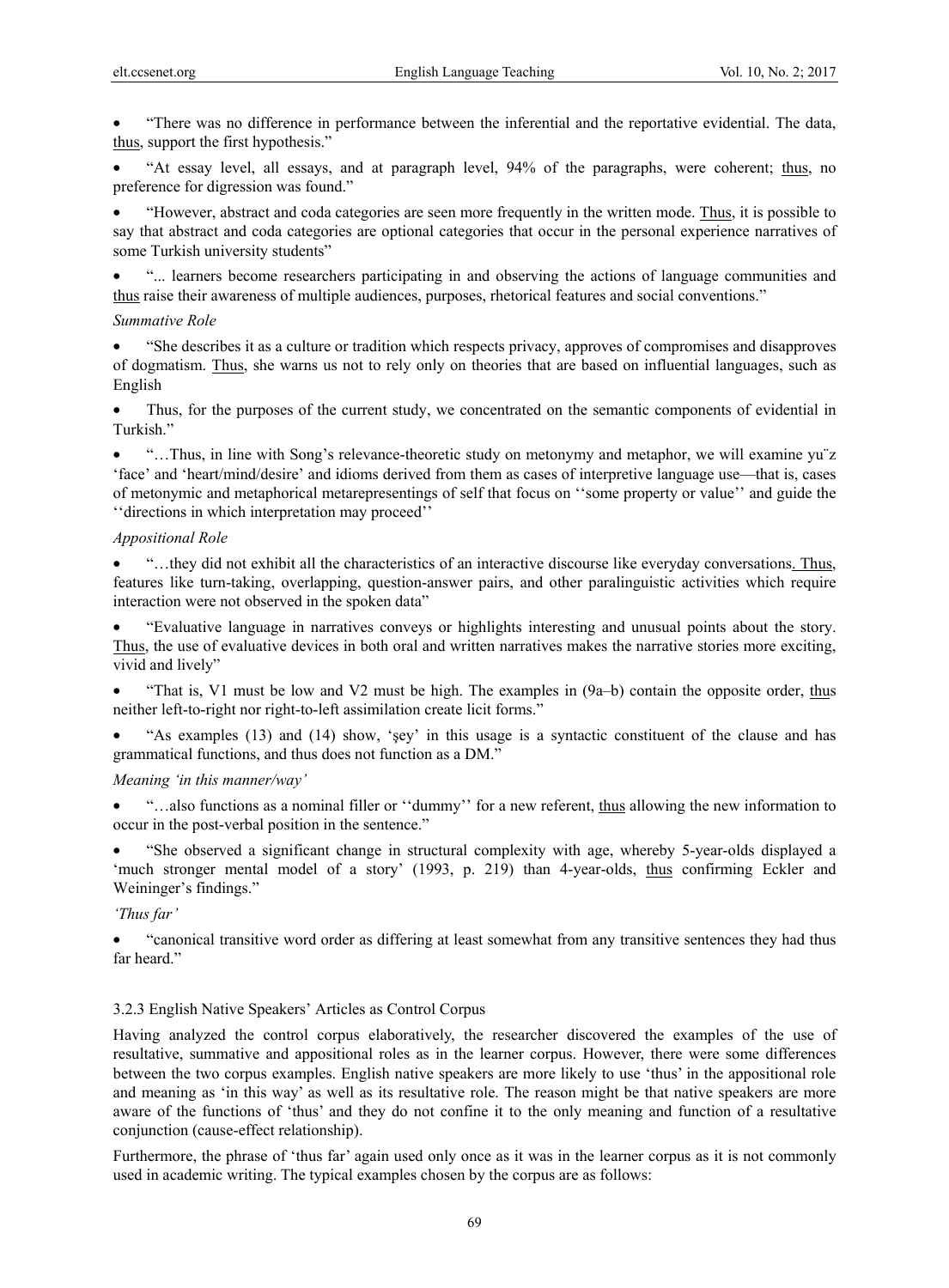- “There was no difference in performance between the inferential and the reportative evidential. The data, thus, support the first hypothesis.”
- “At essay level, all essays, and at paragraph level, 94% of the paragraphs, were coherent; thus, no preference for digression was found.”
- “However, abstract and coda categories are seen more frequently in the written mode. Thus, it is possible to say that abstract and coda categories are optional categories that occur in the personal experience narratives of some Turkish university students”
- “... learners become researchers participating in and observing the actions of language communities and thus raise their awareness of multiple audiences, purposes, rhetorical features and social conventions.”

*Summative Role*

- “She describes it as a culture or tradition which respects privacy, approves of compromises and disapproves of dogmatism. Thus, she warns us not to rely only on theories that are based on influential languages, such as English
- Thus, for the purposes of the current study, we concentrated on the semantic components of evidential in Turkish.”
- “…Thus, in line with Song’s relevance-theoretic study on metonymy and metaphor, we will examine yüz ‘face’ and ‘heart/mind/desire’ and idioms derived from them as cases of interpretive language use—that is, cases of metonymic and metaphorical metarepresentings of self that focus on ‘‘some property or value’’ and guide the ‘‘directions in which interpretation may proceed’’

*Appositional Role*

- “…they did not exhibit all the characteristics of an interactive discourse like everyday conversations. Thus, features like turn-taking, overlapping, question-answer pairs, and other paralinguistic activities which require interaction were not observed in the spoken data”
- “Evaluative language in narratives conveys or highlights interesting and unusual points about the story. Thus, the use of evaluative devices in both oral and written narratives makes the narrative stories more exciting, vivid and lively”
- “That is, V1 must be low and V2 must be high. The examples in (9a–b) contain the opposite order, thus neither left-to-right nor right-to-left assimilation create licit forms.”
- “As examples (13) and (14) show, ‘şey’ in this usage is a syntactic constituent of the clause and has grammatical functions, and thus does not function as a DM.”

*Meaning ‘in this manner/way’*

- “…also functions as a nominal filler or ‘‘dummy’’ for a new referent, thus allowing the new information to occur in the post-verbal position in the sentence.”
- “She observed a significant change in structural complexity with age, whereby 5-year-olds displayed a ‘much stronger mental model of a story’ (1993, p. 219) than 4-year-olds, thus confirming Eckler and Weininger’s findings.”

*‘Thus far’*

- “canonical transitive word order as differing at least somewhat from any transitive sentences they had thus far heard.”

### 3.2.3 English Native Speakers’ Articles as Control Corpus

Having analyzed the control corpus elaboratively, the researcher discovered the examples of the use of resultative, summative and appositional roles as in the learner corpus. However, there were some differences between the two corpus examples. English native speakers are more likely to use ‘thus’ in the appositional role and meaning as ‘in this way’ as well as its resultative role. The reason might be that native speakers are more aware of the functions of ‘thus’ and they do not confine it to the only meaning and function of a resultative conjunction (cause-effect relationship).

Furthermore, the phrase of ‘thus far’ again used only once as it was in the learner corpus as it is not commonly used in academic writing. The typical examples chosen by the corpus are as follows: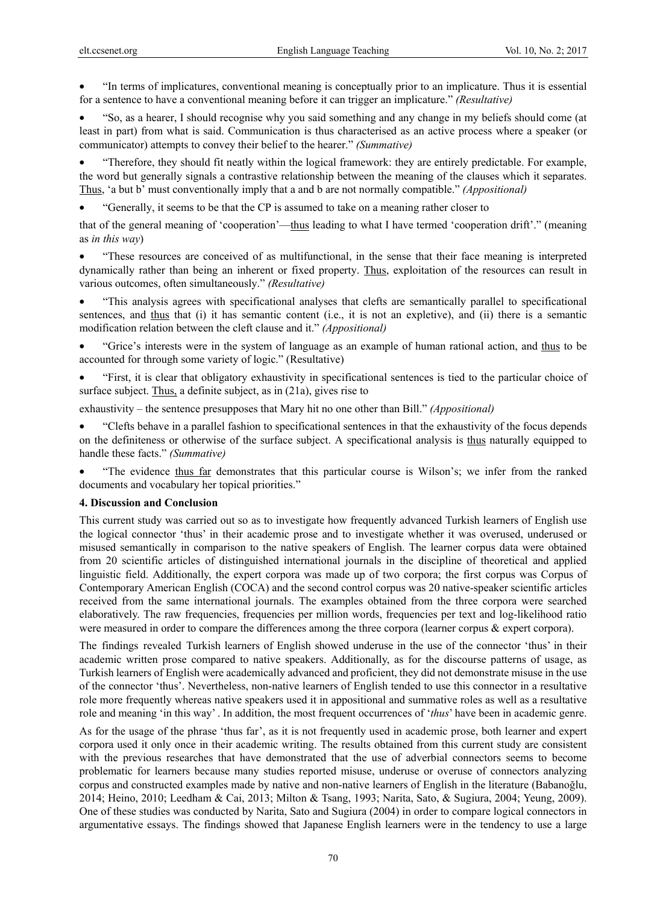- "In terms of implicatures, conventional meaning is conceptually prior to an implicature. Thus it is essential for a sentence to have a conventional meaning before it can trigger an implicature." *(Resultative)*

- "So, as a hearer, I should recognise why you said something and any change in my beliefs should come (at least in part) from what is said. Communication is thus characterised as an active process where a speaker (or communicator) attempts to convey their belief to the hearer." *(Summative)*

- "Therefore, they should fit neatly within the logical framework: they are entirely predictable. For example, the word but generally signals a contrastive relationship between the meaning of the clauses which it separates. Thus, 'a but b' must conventionally imply that a and b are not normally compatible." *(Appositional)*

- "Generally, it seems to be that the CP is assumed to take on a meaning rather closer to that of the general meaning of 'cooperation'—thus leading to what I have termed 'cooperation drift'." (meaning as *in this way*)

- "These resources are conceived of as multifunctional, in the sense that their face meaning is interpreted dynamically rather than being an inherent or fixed property. Thus, exploitation of the resources can result in various outcomes, often simultaneously." *(Resultative)*

- "This analysis agrees with specificational analyses that clefts are semantically parallel to specificational sentences, and thus that (i) it has semantic content (i.e., it is not an expletive), and (ii) there is a semantic modification relation between the cleft clause and it." *(Appositional)*

- "Grice's interests were in the system of language as an example of human rational action, and thus to be accounted for through some variety of logic." (Resultative)

- "First, it is clear that obligatory exhaustivity in specificational sentences is tied to the particular choice of surface subject. Thus, a definite subject, as in (21a), gives rise to exhaustivity – the sentence presupposes that Mary hit no one other than Bill." *(Appositional)*

- "Clefts behave in a parallel fashion to specificational sentences in that the exhaustivity of the focus depends on the definiteness or otherwise of the surface subject. A specificational analysis is thus naturally equipped to handle these facts." *(Summative)*

- "The evidence thus far demonstrates that this particular course is Wilson's; we infer from the ranked documents and vocabulary her topical priorities."

### 4. Discussion and Conclusion

This current study was carried out so as to investigate how frequently advanced Turkish learners of English use the logical connector 'thus' in their academic prose and to investigate whether it was overused, underused or misused semantically in comparison to the native speakers of English. The learner corpus data were obtained from 20 scientific articles of distinguished international journals in the discipline of theoretical and applied linguistic field. Additionally, the expert corpora was made up of two corpora; the first corpus was Corpus of Contemporary American English (COCA) and the second control corpus was 20 native-speaker scientific articles received from the same international journals. The examples obtained from the three corpora were searched elaboratively. The raw frequencies, frequencies per million words, frequencies per text and log-likelihood ratio were measured in order to compare the differences among the three corpora (learner corpus & expert corpora).

The findings revealed Turkish learners of English showed underuse in the use of the connector 'thus' in their academic written prose compared to native speakers. Additionally, as for the discourse patterns of usage, as Turkish learners of English were academically advanced and proficient, they did not demonstrate misuse in the use of the connector 'thus'. Nevertheless, non-native learners of English tended to use this connector in a resultative role more frequently whereas native speakers used it in appositional and summative roles as well as a resultative role and meaning 'in this way' . In addition, the most frequent occurrences of '*thus*' have been in academic genre.

As for the usage of the phrase 'thus far', as it is not frequently used in academic prose, both learner and expert corpora used it only once in their academic writing. The results obtained from this current study are consistent with the previous researches that have demonstrated that the use of adverbial connectors seems to become problematic for learners because many studies reported misuse, underuse or overuse of connectors analyzing corpus and constructed examples made by native and non-native learners of English in the literature (Babanoğlu, 2014; Heino, 2010; Leedham & Cai, 2013; Milton & Tsang, 1993; Narita, Sato, & Sugiura, 2004; Yeung, 2009). One of these studies was conducted by Narita, Sato and Sugiura (2004) in order to compare logical connectors in argumentative essays. The findings showed that Japanese English learners were in the tendency to use a large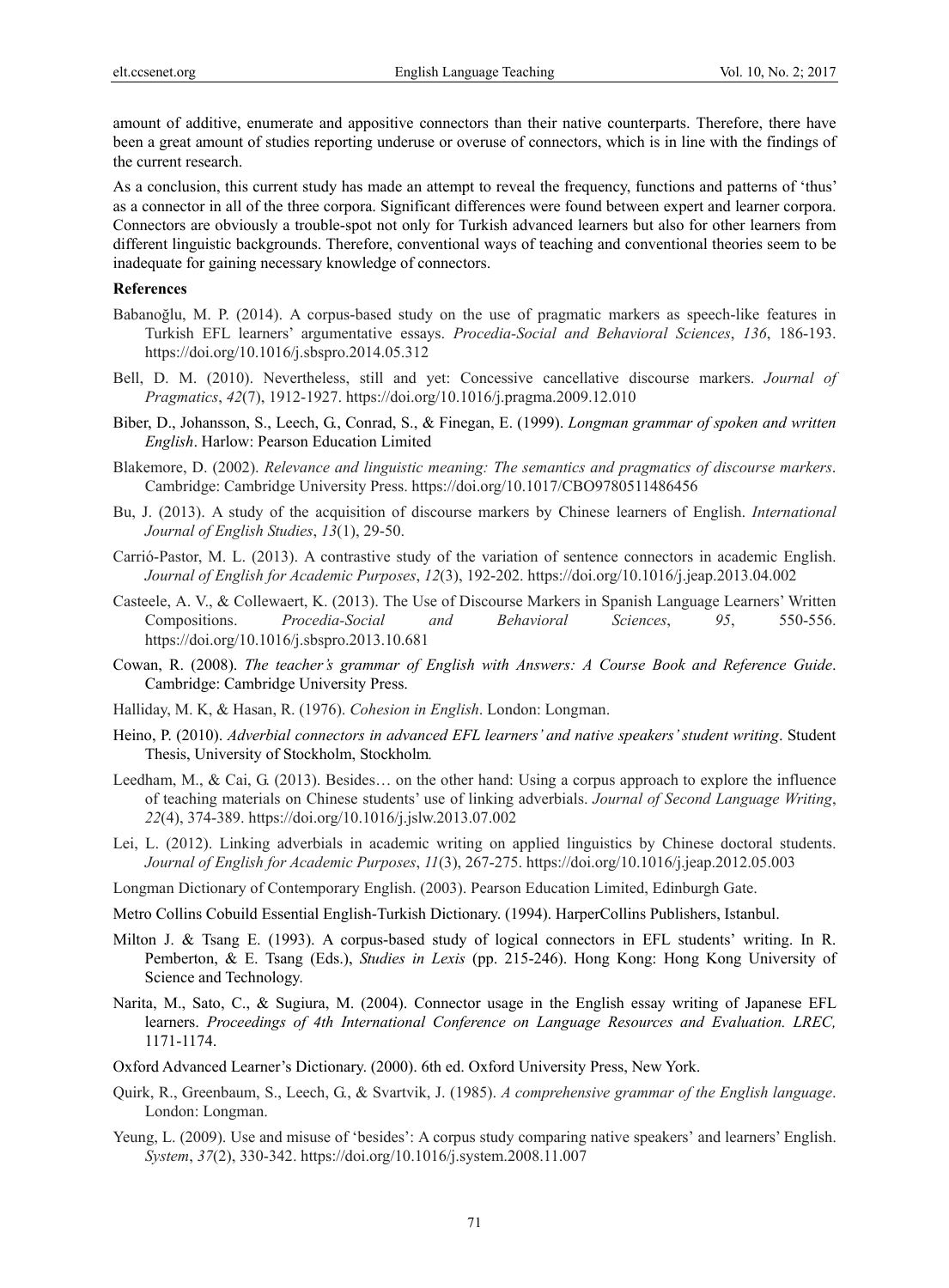amount of additive, enumerate and appositive connectors than their native counterparts. Therefore, there have been a great amount of studies reporting underuse or overuse of connectors, which is in line with the findings of the current research.

As a conclusion, this current study has made an attempt to reveal the frequency, functions and patterns of 'thus' as a connector in all of the three corpora. Significant differences were found between expert and learner corpora. Connectors are obviously a trouble-spot not only for Turkish advanced learners but also for other learners from different linguistic backgrounds. Therefore, conventional ways of teaching and conventional theories seem to be inadequate for gaining necessary knowledge of connectors.

## References

Babanoğlu, M. P. (2014). A corpus-based study on the use of pragmatic markers as speech-like features in Turkish EFL learners' argumentative essays. *Procedia-Social and Behavioral Sciences*, *136*, 186-193. https://doi.org/10.1016/j.sbspro.2014.05.312

Bell, D. M. (2010). Nevertheless, still and yet: Concessive cancellative discourse markers. *Journal of Pragmatics*, *42*(7), 1912-1927. https://doi.org/10.1016/j.pragma.2009.12.010

Biber, D., Johansson, S., Leech, G., Conrad, S., & Finegan, E. (1999). *Longman grammar of spoken and written English*. Harlow: Pearson Education Limited

Blakemore, D. (2002). *Relevance and linguistic meaning: The semantics and pragmatics of discourse markers*. Cambridge: Cambridge University Press. https://doi.org/10.1017/CBO9780511486456

Bu, J. (2013). A study of the acquisition of discourse markers by Chinese learners of English. *International Journal of English Studies*, *13*(1), 29-50.

Carrió-Pastor, M. L. (2013). A contrastive study of the variation of sentence connectors in academic English. *Journal of English for Academic Purposes*, *12*(3), 192-202. https://doi.org/10.1016/j.jeap.2013.04.002

Casteele, A. V., & Collewaert, K. (2013). The Use of Discourse Markers in Spanish Language Learners' Written Compositions. *Procedia-Social and Behavioral Sciences*, *95*, 550-556. https://doi.org/10.1016/j.sbspro.2013.10.681

Cowan, R. (2008). *The teacher's grammar of English with Answers: A Course Book and Reference Guide*. Cambridge: Cambridge University Press.

Halliday, M. K, & Hasan, R. (1976). *Cohesion in English*. London: Longman.

Heino, P. (2010). *Adverbial connectors in advanced EFL learners' and native speakers' student writing*. Student Thesis, University of Stockholm, Stockholm*.*

Leedham, M., & Cai, G. (2013). Besides… on the other hand: Using a corpus approach to explore the influence of teaching materials on Chinese students' use of linking adverbials. *Journal of Second Language Writing*, *22*(4), 374-389. https://doi.org/10.1016/j.jslw.2013.07.002

Lei, L. (2012). Linking adverbials in academic writing on applied linguistics by Chinese doctoral students. *Journal of English for Academic Purposes*, *11*(3), 267-275. https://doi.org/10.1016/j.jeap.2012.05.003

Longman Dictionary of Contemporary English. (2003). Pearson Education Limited, Edinburgh Gate.

Metro Collins Cobuild Essential English-Turkish Dictionary. (1994). HarperCollins Publishers, Istanbul.

Milton J. & Tsang E. (1993). A corpus-based study of logical connectors in EFL students' writing. In R. Pemberton, & E. Tsang (Eds.), *Studies in Lexis* (pp. 215-246). Hong Kong: Hong Kong University of Science and Technology.

Narita, M., Sato, C., & Sugiura, M. (2004). Connector usage in the English essay writing of Japanese EFL learners. *Proceedings of 4th International Conference on Language Resources and Evaluation. LREC,* 1171-1174.

Oxford Advanced Learner's Dictionary. (2000). 6th ed. Oxford University Press, New York.

Quirk, R., Greenbaum, S., Leech, G., & Svartvik, J. (1985). *A comprehensive grammar of the English language*. London: Longman.

Yeung, L. (2009). Use and misuse of 'besides': A corpus study comparing native speakers' and learners' English. *System*, *37*(2), 330-342. https://doi.org/10.1016/j.system.2008.11.007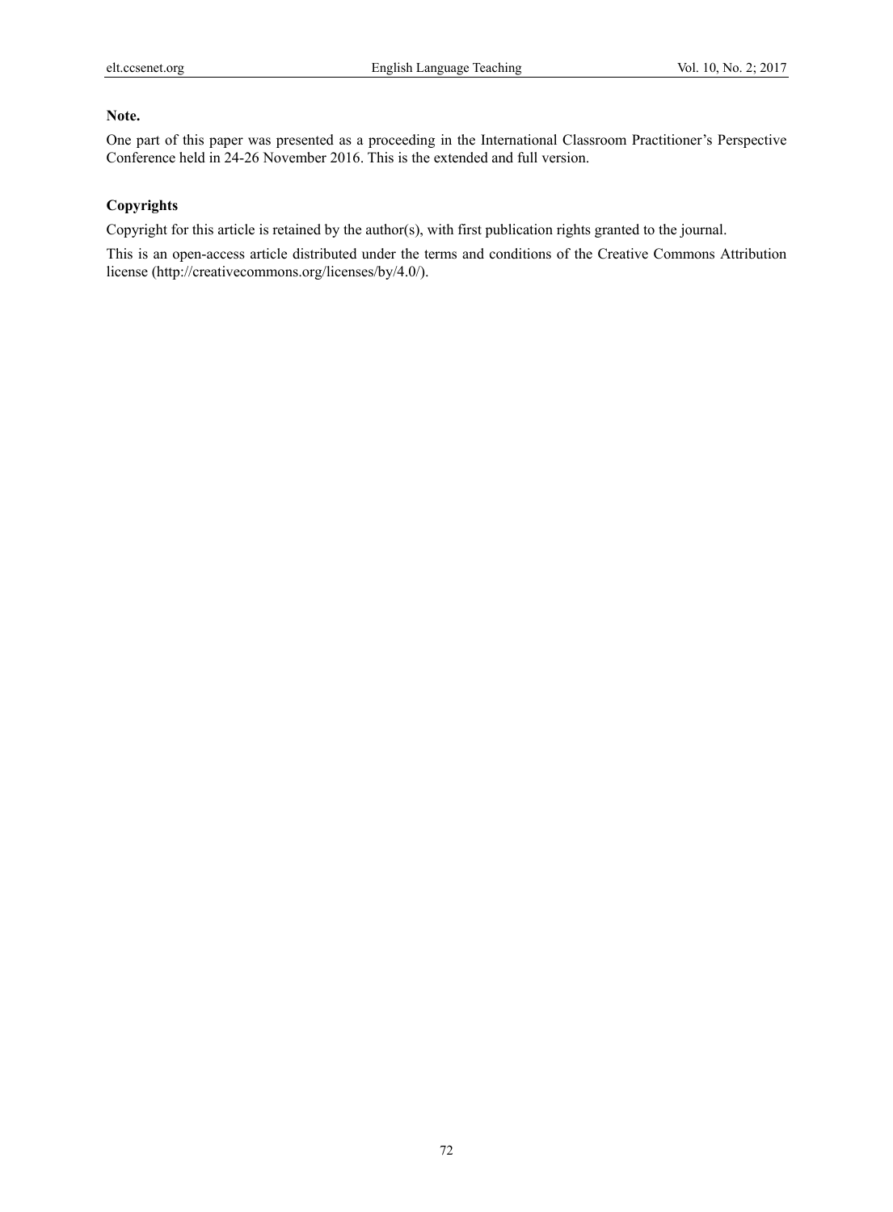**Note.**

One part of this paper was presented as a proceeding in the International Classroom Practitioner's Perspective Conference held in 24-26 November 2016. This is the extended and full version.

**Copyrights**

Copyright for this article is retained by the author(s), with first publication rights granted to the journal.

This is an open-access article distributed under the terms and conditions of the Creative Commons Attribution license (http://creativecommons.org/licenses/by/4.0/).